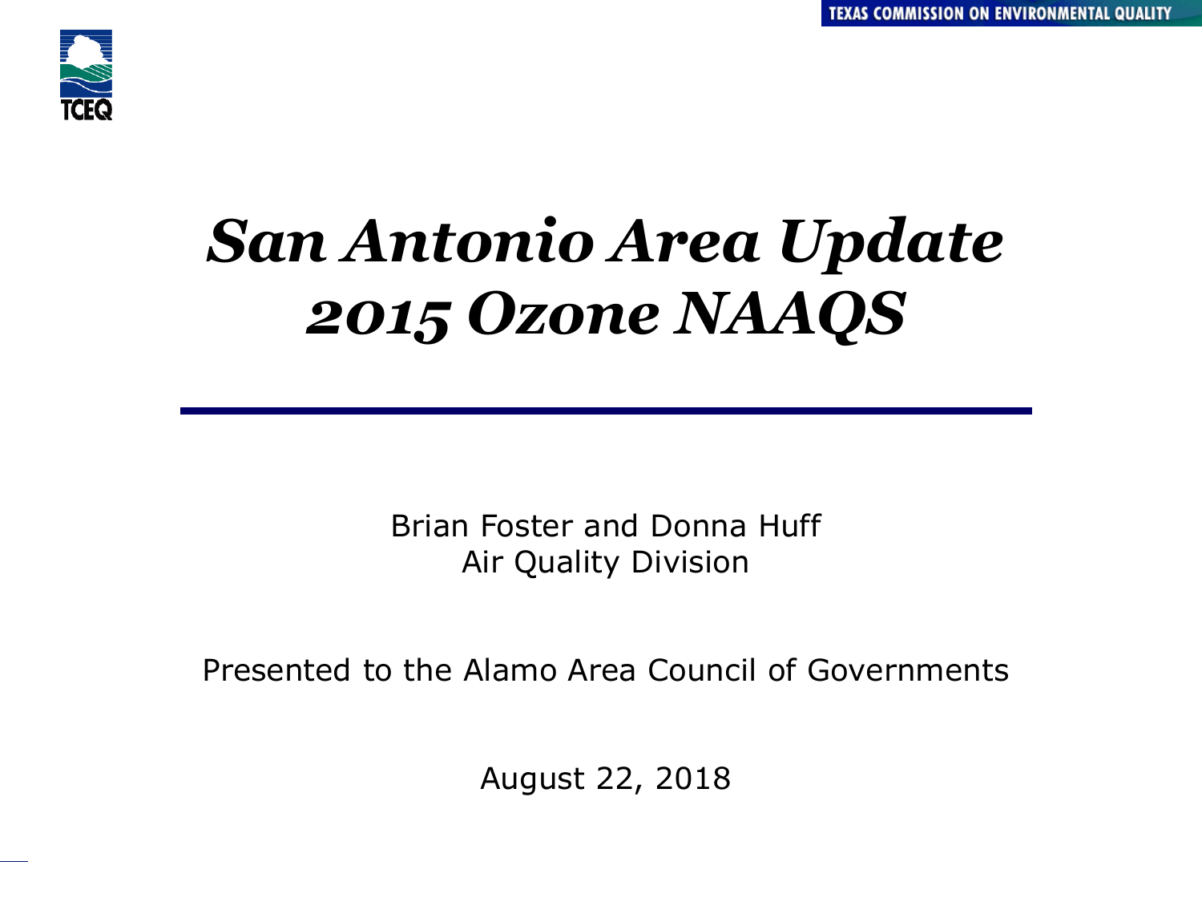# *San Antonio Area Update 2015 Ozone NAAQS*

Brian Foster and Donna Huff
Air Quality Division

Presented to the Alamo Area Council of Governments

August 22, 2018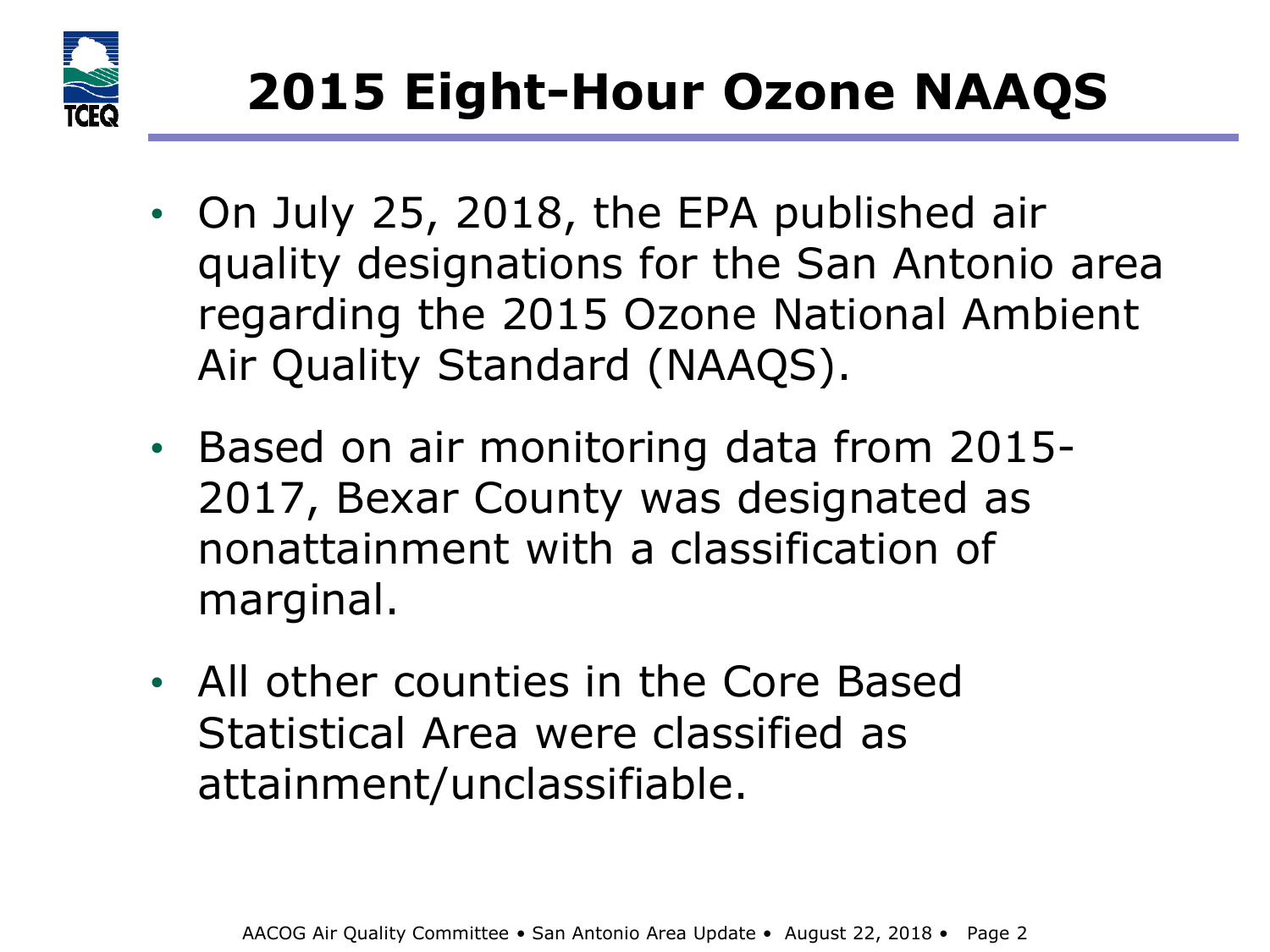# 2015 Eight-Hour Ozone NAAQS

- On July 25, 2018, the EPA published air quality designations for the San Antonio area regarding the 2015 Ozone National Ambient Air Quality Standard (NAAQS).
- Based on air monitoring data from 2015-2017, Bexar County was designated as nonattainment with a classification of marginal.
- All other counties in the Core Based Statistical Area were classified as attainment/unclassifiable.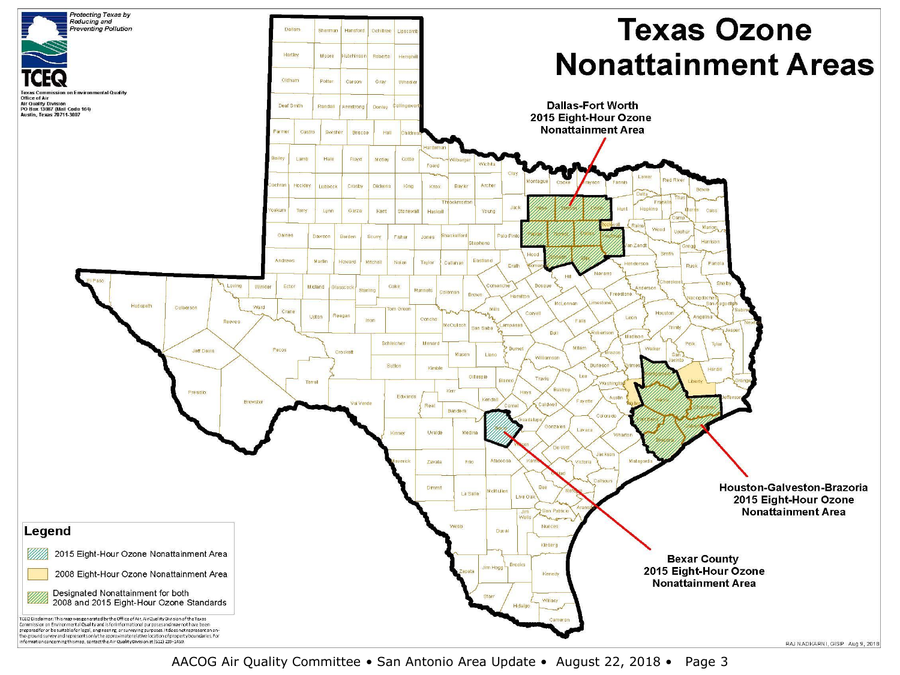# Texas Ozone Nonattainment Areas

Protecting Texas by Reducing and Preventing Pollution

TCEQ

Texas Commission on Environmental Quality
Office of Air
Air Quality Division
PO Box 13087 (Mail Code 164)
Austin, Texas 78711-3087

**Dallas-Fort Worth 2015 Eight-Hour Ozone Nonattainment Area**

**Houston-Galveston-Brazoria 2015 Eight-Hour Ozone Nonattainment Area**

**Bexar County 2015 Eight-Hour Ozone Nonattainment Area**

## Legend

- 2015 Eight-Hour Ozone Nonattainment Area
- 2008 Eight-Hour Ozone Nonattainment Area
- Designated Nonattainment for both 2008 and 2015 Eight-Hour Ozone Standards

TCEQ Disclaimer: This map was generated by the Office of Air, Air Quality Division of the Texas Commission on Environmental Quality and is for informational purposes and may not have been prepared for or be suitable for legal, engineering, or surveying purposes. It does not represent an on-the-ground survey and represents only the approximate relative location of property boundaries. For information concerning this map, contact the Air Quality Division at (512) 239-1459.

RAJ NADKARNI, GISP Aug 9, 2018

AACOG Air Quality Committee • San Antonio Area Update • August 22, 2018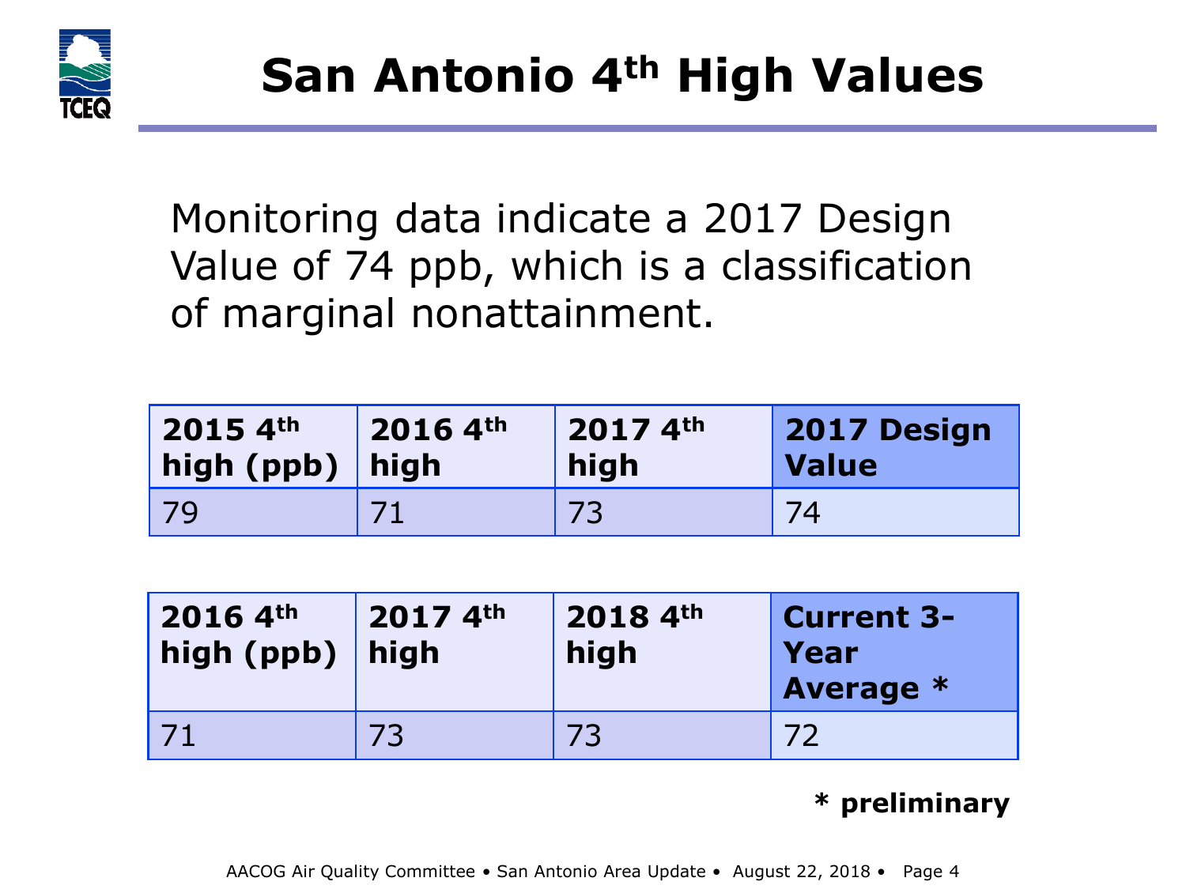# San Antonio 4th High Values

Monitoring data indicate a 2017 Design Value of 74 ppb, which is a classification of marginal nonattainment.

| 2015 4th high (ppb) | 2016 4th high | 2017 4th high | 2017 Design Value |
| --- | --- | --- | --- |
| 79 | 71 | 73 | 74 |

| 2016 4th high (ppb) | 2017 4th high | 2018 4th high | Current 3-Year Average * |
| --- | --- | --- | --- |
| 71 | 73 | 73 | 72 |

**\* preliminary**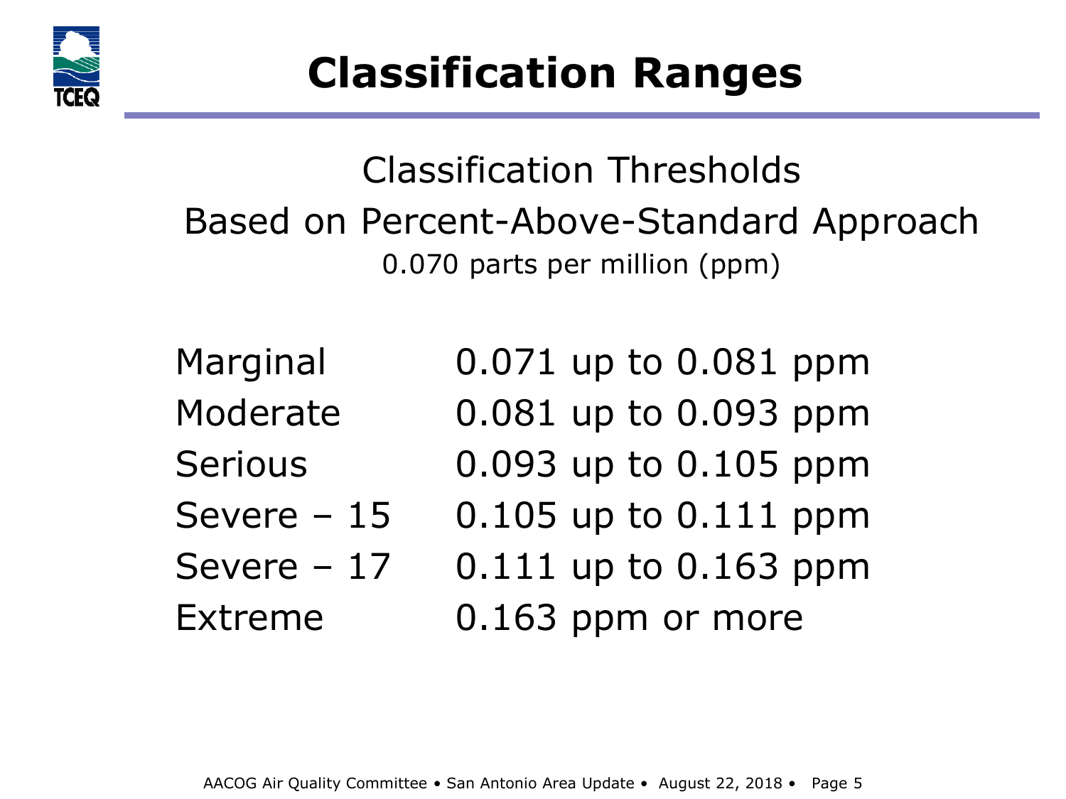# Classification Ranges

Classification Thresholds

Based on Percent-Above-Standard Approach

0.070 parts per million (ppm)

| | |
|---|---|
| Marginal | 0.071 up to 0.081 ppm |
| Moderate | 0.081 up to 0.093 ppm |
| Serious | 0.093 up to 0.105 ppm |
| Severe – 15 | 0.105 up to 0.111 ppm |
| Severe – 17 | 0.111 up to 0.163 ppm |
| Extreme | 0.163 ppm or more |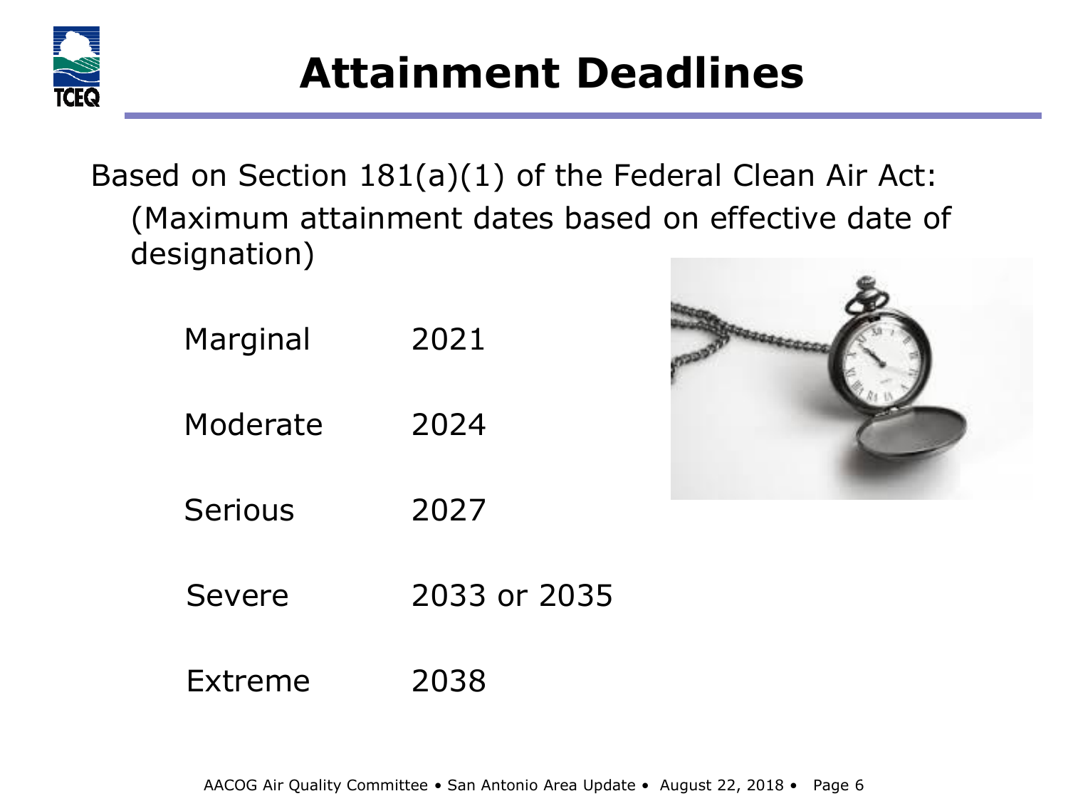# Attainment Deadlines

Based on Section 181(a)(1) of the Federal Clean Air Act:

(Maximum attainment dates based on effective date of designation)

| Classification | Attainment Date |
| --- | --- |
| Marginal | 2021 |
| Moderate | 2024 |
| Serious | 2027 |
| Severe | 2033 or 2035 |
| Extreme | 2038 |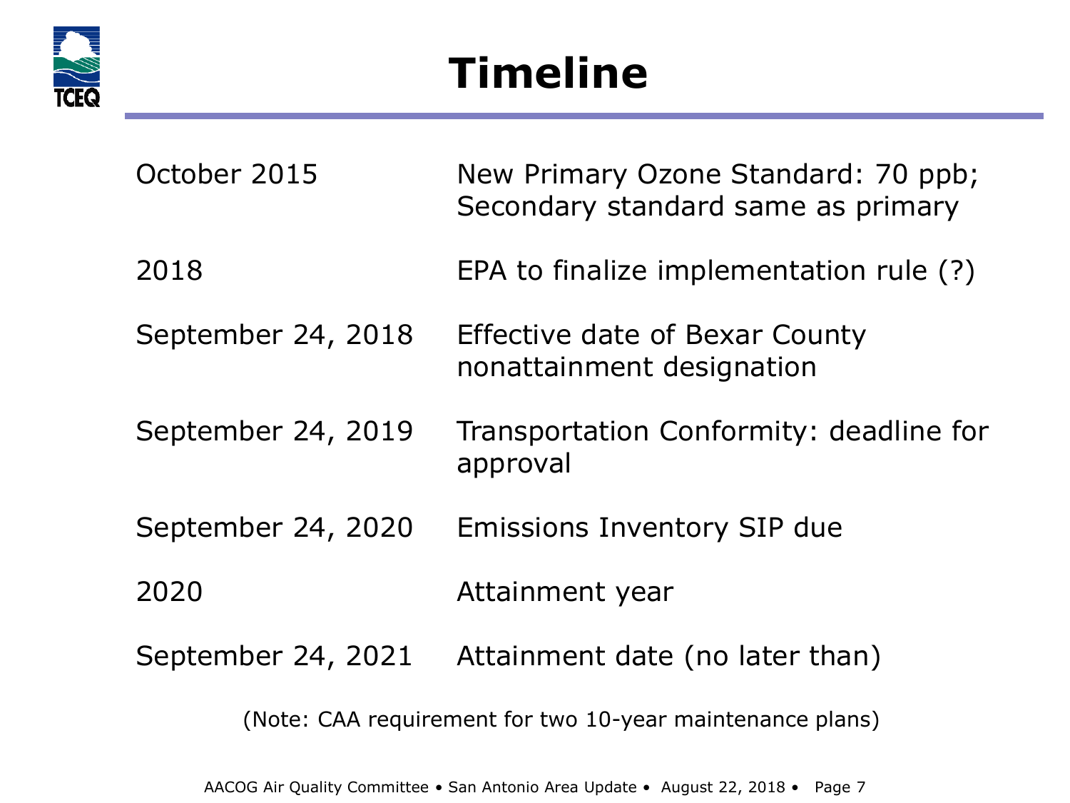# Timeline

| | |
|---|---|
| October 2015 | New Primary Ozone Standard: 70 ppb; Secondary standard same as primary |
| 2018 | EPA to finalize implementation rule (?) |
| September 24, 2018 | Effective date of Bexar County nonattainment designation |
| September 24, 2019 | Transportation Conformity: deadline for approval |
| September 24, 2020 | Emissions Inventory SIP due |
| 2020 | Attainment year |
| September 24, 2021 | Attainment date (no later than) |

(Note: CAA requirement for two 10-year maintenance plans)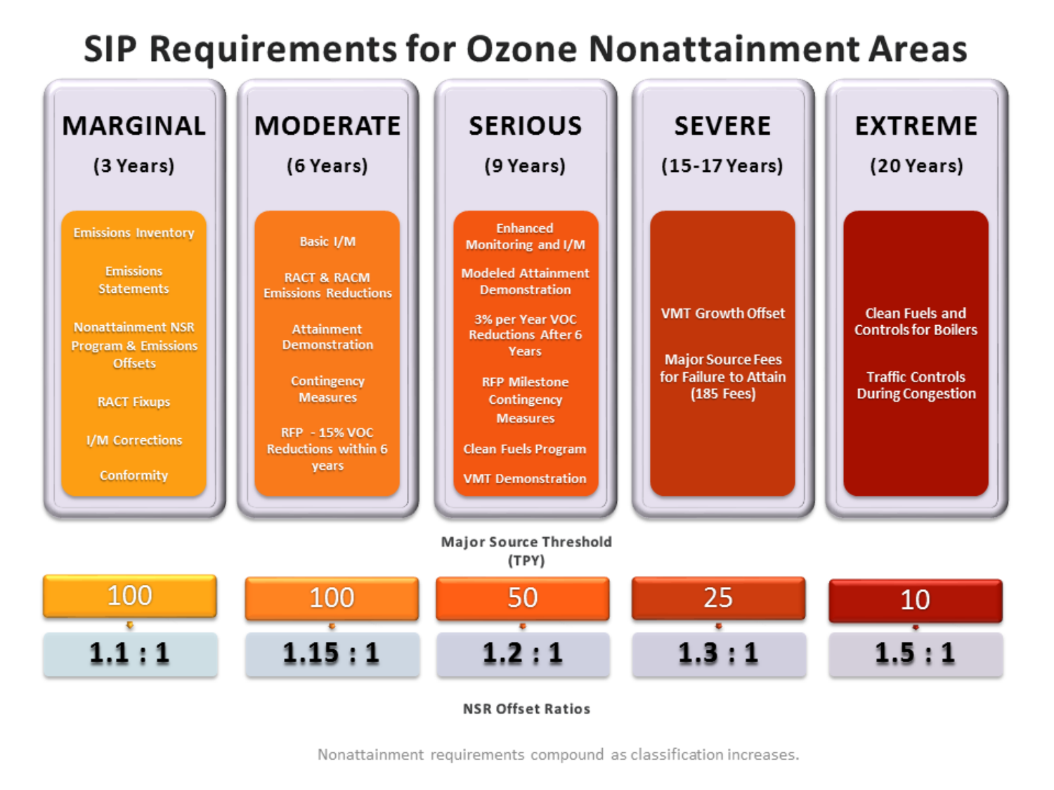# SIP Requirements for Ozone Nonattainment Areas

| MARGINAL (3 Years) | MODERATE (6 Years) | SERIOUS (9 Years) | SEVERE (15-17 Years) | EXTREME (20 Years) |
|---|---|---|---|---|
| Emissions Inventory<br>Emissions Statements<br>Nonattainment NSR Program & Emissions Offsets<br>RACT Fixups<br>I/M Corrections<br>Conformity | Basic I/M<br>RACT & RACM Emissions Reductions<br>Attainment Demonstration<br>Contingency Measures<br>RFP - 15% VOC Reductions within 6 years | Enhanced Monitoring and I/M<br>Modeled Attainment Demonstration<br>3% per Year VOC Reductions After 6 Years<br>RFP Milestone Contingency Measures<br>Clean Fuels Program<br>VMT Demonstration | VMT Growth Offset<br>Major Source Fees for Failure to Attain (185 Fees) | Clean Fuels and Controls for Boilers<br>Traffic Controls During Congestion |

**Major Source Threshold (TPY)**

| MARGINAL | MODERATE | SERIOUS | SEVERE | EXTREME |
|---|---|---|---|---|
| 100 | 100 | 50 | 25 | 10 |
| 1.1 : 1 | 1.15 : 1 | 1.2 : 1 | 1.3 : 1 | 1.5 : 1 |

**NSR Offset Ratios**

Nonattainment requirements compound as classification increases.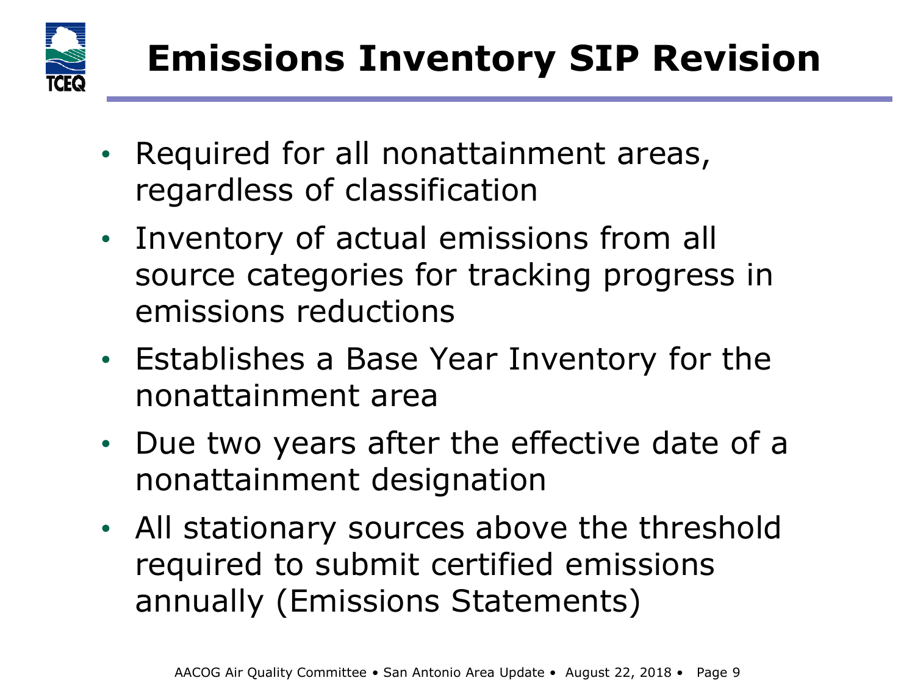# Emissions Inventory SIP Revision

- Required for all nonattainment areas, regardless of classification
- Inventory of actual emissions from all source categories for tracking progress in emissions reductions
- Establishes a Base Year Inventory for the nonattainment area
- Due two years after the effective date of a nonattainment designation
- All stationary sources above the threshold required to submit certified emissions annually (Emissions Statements)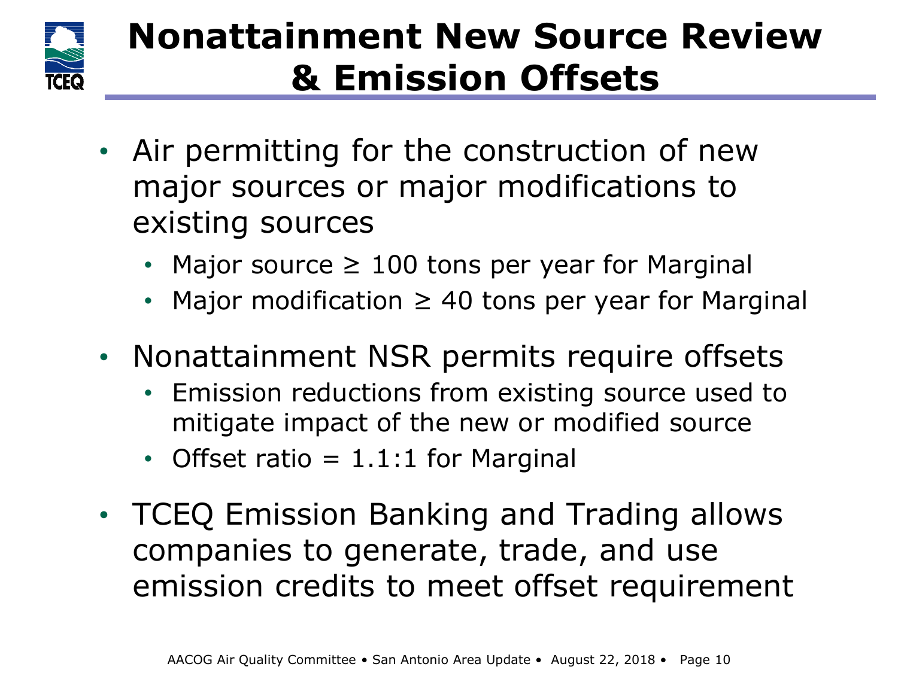# Nonattainment New Source Review & Emission Offsets

- Air permitting for the construction of new major sources or major modifications to existing sources
  - Major source ≥ 100 tons per year for Marginal
  - Major modification ≥ 40 tons per year for Marginal
- Nonattainment NSR permits require offsets
  - Emission reductions from existing source used to mitigate impact of the new or modified source
  - Offset ratio = 1.1:1 for Marginal
- TCEQ Emission Banking and Trading allows companies to generate, trade, and use emission credits to meet offset requirement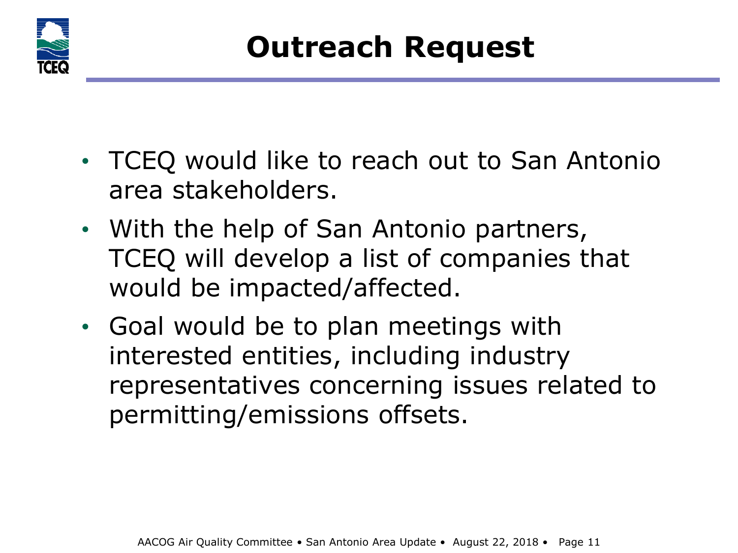# Outreach Request

- TCEQ would like to reach out to San Antonio area stakeholders.
- With the help of San Antonio partners, TCEQ will develop a list of companies that would be impacted/affected.
- Goal would be to plan meetings with interested entities, including industry representatives concerning issues related to permitting/emissions offsets.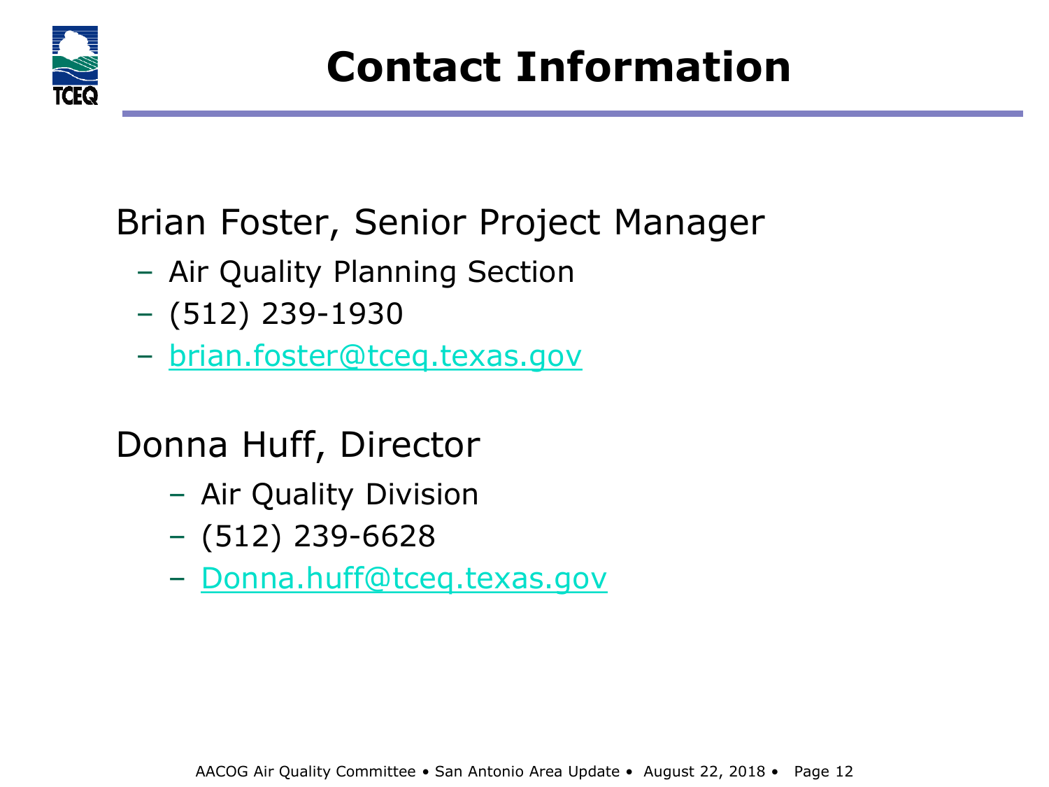# Contact Information

Brian Foster, Senior Project Manager

- Air Quality Planning Section
- (512) 239-1930
- brian.foster@tceq.texas.gov

Donna Huff, Director

- Air Quality Division
- (512) 239-6628
- Donna.huff@tceq.texas.gov